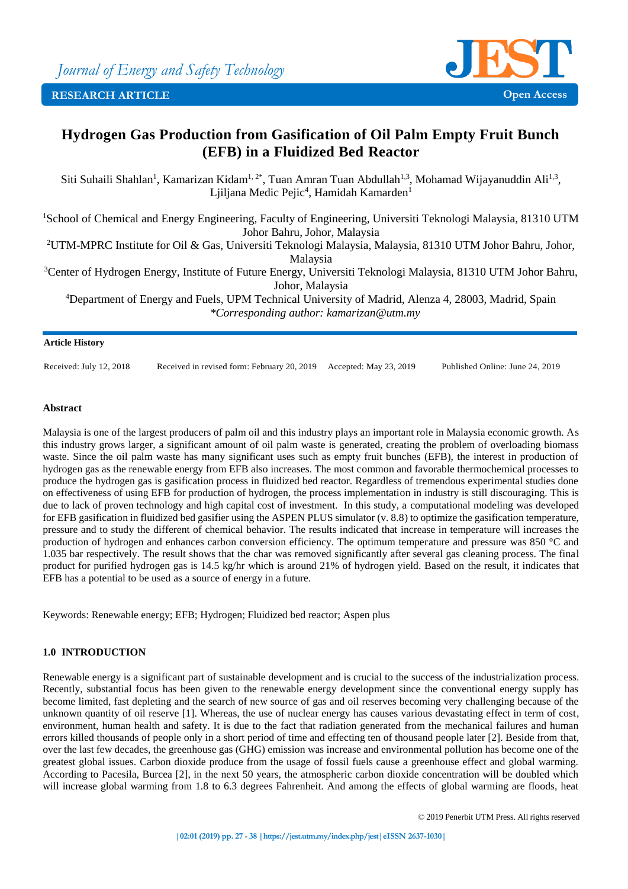Journal of Energy and Safety Technology

RESEARCH ARTICLE

Open Access

# Hydrogen Gas Production from Gasification of Oil Palm Empty Fruit Bunch (EFB) in a Fluidized Bed Reactor

Siti Suhaili Shahlan[1], Kamarizan Kidam[1, 2*], Tuan Amran Tuan Abdullah[1,3], Mohamad Wijayanuddin Ali[1,3], Ljiljana Medic Pejic[4], Hamidah Kamarden[1]

[1]School of Chemical and Energy Engineering, Faculty of Engineering, Universiti Teknologi Malaysia, 81310 UTM Johor Bahru, Johor, Malaysia

[2]UTM-MPRC Institute for Oil & Gas, Universiti Teknologi Malaysia, Malaysia, 81310 UTM Johor Bahru, Johor, Malaysia

[3]Center of Hydrogen Energy, Institute of Future Energy, Universiti Teknologi Malaysia, 81310 UTM Johor Bahru, Johor, Malaysia

[4]Department of Energy and Fuels, UPM Technical University of Madrid, Alenza 4, 28003, Madrid, Spain

*\*Corresponding author: kamarizan@utm.my*

**Article History**

Received: July 12, 2018 Received in revised form: February 20, 2019 Accepted: May 23, 2019 Published Online: June 24, 2019

**Abstract**

Malaysia is one of the largest producers of palm oil and this industry plays an important role in Malaysia economic growth. As this industry grows larger, a significant amount of oil palm waste is generated, creating the problem of overloading biomass waste. Since the oil palm waste has many significant uses such as empty fruit bunches (EFB), the interest in production of hydrogen gas as the renewable energy from EFB also increases. The most common and favorable thermochemical processes to produce the hydrogen gas is gasification process in fluidized bed reactor. Regardless of tremendous experimental studies done on effectiveness of using EFB for production of hydrogen, the process implementation in industry is still discouraging. This is due to lack of proven technology and high capital cost of investment. In this study, a computational modeling was developed for EFB gasification in fluidized bed gasifier using the ASPEN PLUS simulator (v. 8.8) to optimize the gasification temperature, pressure and to study the different of chemical behavior. The results indicated that increase in temperature will increases the production of hydrogen and enhances carbon conversion efficiency. The optimum temperature and pressure was 850 °C and 1.035 bar respectively. The result shows that the char was removed significantly after several gas cleaning process. The final product for purified hydrogen gas is 14.5 kg/hr which is around 21% of hydrogen yield. Based on the result, it indicates that EFB has a potential to be used as a source of energy in a future.

Keywords: Renewable energy; EFB; Hydrogen; Fluidized bed reactor; Aspen plus

## 1.0 INTRODUCTION

Renewable energy is a significant part of sustainable development and is crucial to the success of the industrialization process. Recently, substantial focus has been given to the renewable energy development since the conventional energy supply has become limited, fast depleting and the search of new source of gas and oil reserves becoming very challenging because of the unknown quantity of oil reserve [1]. Whereas, the use of nuclear energy has causes various devastating effect in term of cost, environment, human health and safety. It is due to the fact that radiation generated from the mechanical failures and human errors killed thousands of people only in a short period of time and effecting ten of thousand people later [2]. Beside from that, over the last few decades, the greenhouse gas (GHG) emission was increase and environmental pollution has become one of the greatest global issues. Carbon dioxide produce from the usage of fossil fuels cause a greenhouse effect and global warming. According to Pacesila, Burcea [2], in the next 50 years, the atmospheric carbon dioxide concentration will be doubled which will increase global warming from 1.8 to 6.3 degrees Fahrenheit. And among the effects of global warming are floods, heat

© 2019 Penerbit UTM Press. All rights reserved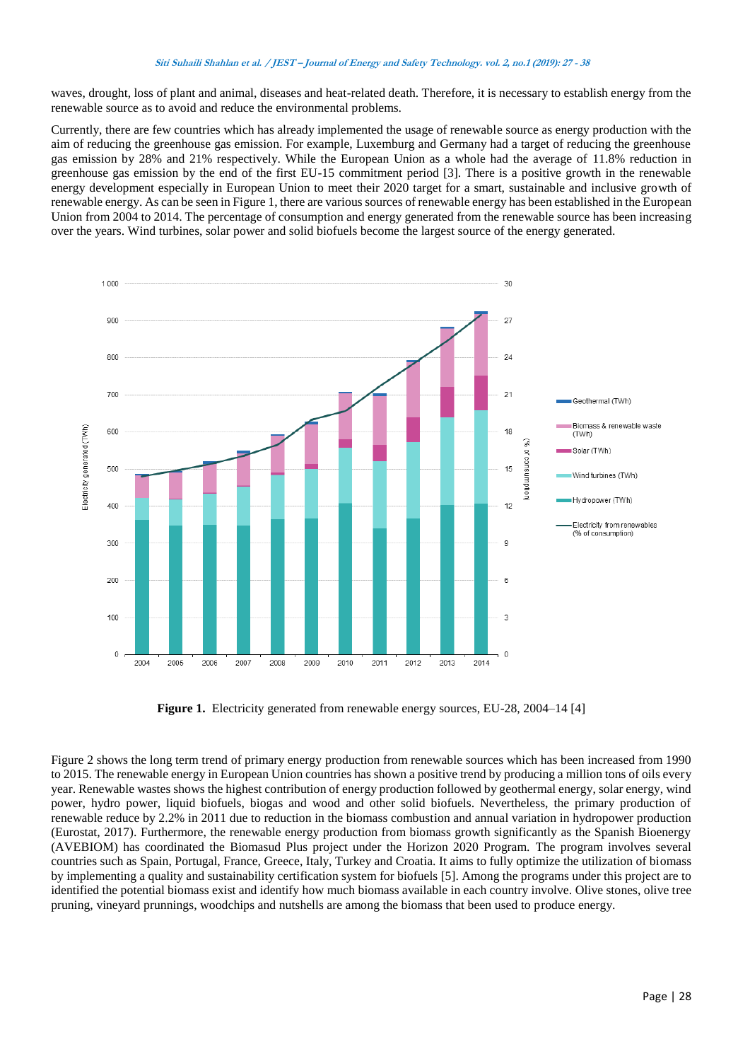waves, drought, loss of plant and animal, diseases and heat-related death. Therefore, it is necessary to establish energy from the renewable source as to avoid and reduce the environmental problems.

Currently, there are few countries which has already implemented the usage of renewable source as energy production with the aim of reducing the greenhouse gas emission. For example, Luxemburg and Germany had a target of reducing the greenhouse gas emission by 28% and 21% respectively. While the European Union as a whole had the average of 11.8% reduction in greenhouse gas emission by the end of the first EU-15 commitment period [3]. There is a positive growth in the renewable energy development especially in European Union to meet their 2020 target for a smart, sustainable and inclusive growth of renewable energy. As can be seen in Figure 1, there are various sources of renewable energy has been established in the European Union from 2004 to 2014. The percentage of consumption and energy generated from the renewable source has been increasing over the years. Wind turbines, solar power and solid biofuels become the largest source of the energy generated.

**Figure 1.** Electricity generated from renewable energy sources, EU-28, 2004–14 [4]

Figure 2 shows the long term trend of primary energy production from renewable sources which has been increased from 1990 to 2015. The renewable energy in European Union countries has shown a positive trend by producing a million tons of oils every year. Renewable wastes shows the highest contribution of energy production followed by geothermal energy, solar energy, wind power, hydro power, liquid biofuels, biogas and wood and other solid biofuels. Nevertheless, the primary production of renewable reduce by 2.2% in 2011 due to reduction in the biomass combustion and annual variation in hydropower production (Eurostat, 2017). Furthermore, the renewable energy production from biomass growth significantly as the Spanish Bioenergy (AVEBIOM) has coordinated the Biomasud Plus project under the Horizon 2020 Program. The program involves several countries such as Spain, Portugal, France, Greece, Italy, Turkey and Croatia. It aims to fully optimize the utilization of biomass by implementing a quality and sustainability certification system for biofuels [5]. Among the programs under this project are to identified the potential biomass exist and identify how much biomass available in each country involve. Olive stones, olive tree pruning, vineyard prunnings, woodchips and nutshells are among the biomass that been used to produce energy.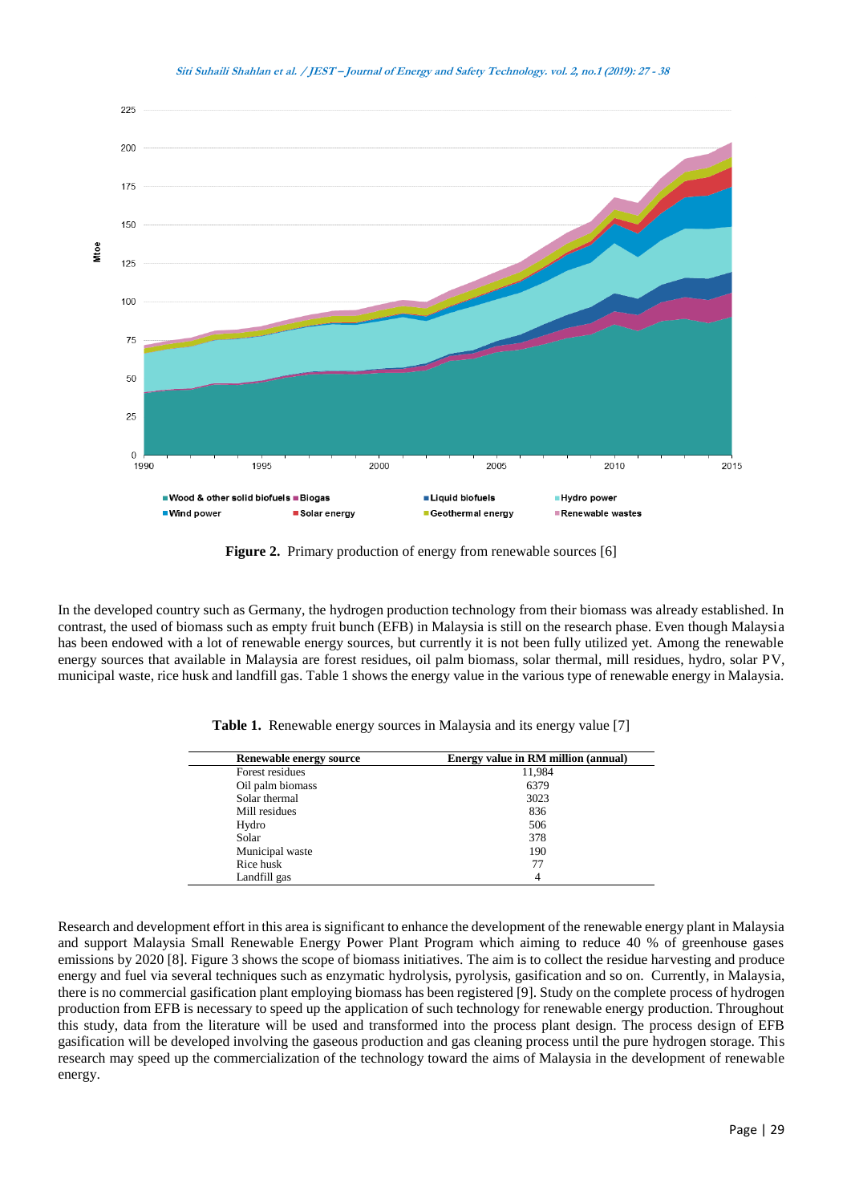Figure 2. Primary production of energy from renewable sources [6]

In the developed country such as Germany, the hydrogen production technology from their biomass was already established. In contrast, the used of biomass such as empty fruit bunch (EFB) in Malaysia is still on the research phase. Even though Malaysia has been endowed with a lot of renewable energy sources, but currently it is not been fully utilized yet. Among the renewable energy sources that available in Malaysia are forest residues, oil palm biomass, solar thermal, mill residues, hydro, solar PV, municipal waste, rice husk and landfill gas. Table 1 shows the energy value in the various type of renewable energy in Malaysia.

**Table 1.** Renewable energy sources in Malaysia and its energy value [7]

| Renewable energy source | Energy value in RM million (annual) |
| --- | --- |
| Forest residues | 11,984 |
| Oil palm biomass | 6379 |
| Solar thermal | 3023 |
| Mill residues | 836 |
| Hydro | 506 |
| Solar | 378 |
| Municipal waste | 190 |
| Rice husk | 77 |
| Landfill gas | 4 |

Research and development effort in this area is significant to enhance the development of the renewable energy plant in Malaysia and support Malaysia Small Renewable Energy Power Plant Program which aiming to reduce 40 % of greenhouse gases emissions by 2020 [8]. Figure 3 shows the scope of biomass initiatives. The aim is to collect the residue harvesting and produce energy and fuel via several techniques such as enzymatic hydrolysis, pyrolysis, gasification and so on. Currently, in Malaysia, there is no commercial gasification plant employing biomass has been registered [9]. Study on the complete process of hydrogen production from EFB is necessary to speed up the application of such technology for renewable energy production. Throughout this study, data from the literature will be used and transformed into the process plant design. The process design of EFB gasification will be developed involving the gaseous production and gas cleaning process until the pure hydrogen storage. This research may speed up the commercialization of the technology toward the aims of Malaysia in the development of renewable energy.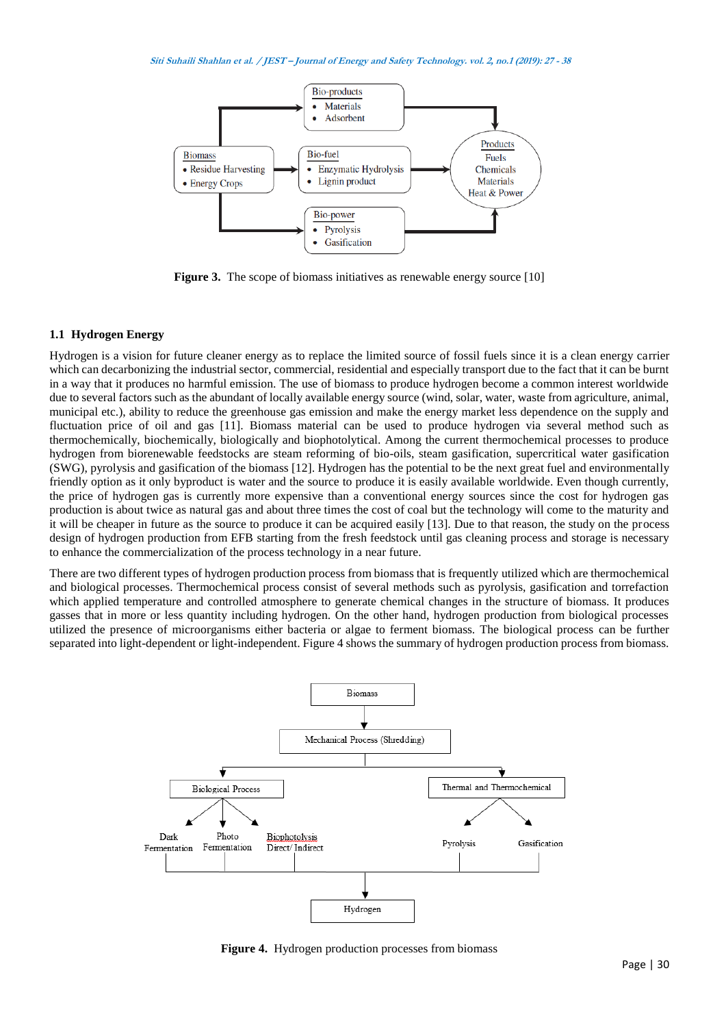Figure 3. The scope of biomass initiatives as renewable energy source [10]

### 1.1 Hydrogen Energy

Hydrogen is a vision for future cleaner energy as to replace the limited source of fossil fuels since it is a clean energy carrier which can decarbonizing the industrial sector, commercial, residential and especially transport due to the fact that it can be burnt in a way that it produces no harmful emission. The use of biomass to produce hydrogen become a common interest worldwide due to several factors such as the abundant of locally available energy source (wind, solar, water, waste from agriculture, animal, municipal etc.), ability to reduce the greenhouse gas emission and make the energy market less dependence on the supply and fluctuation price of oil and gas [11]. Biomass material can be used to produce hydrogen via several method such as thermochemically, biochemically, biologically and biophotolytical. Among the current thermochemical processes to produce hydrogen from biorenewable feedstocks are steam reforming of bio-oils, steam gasification, supercritical water gasification (SWG), pyrolysis and gasification of the biomass [12]. Hydrogen has the potential to be the next great fuel and environmentally friendly option as it only byproduct is water and the source to produce it is easily available worldwide. Even though currently, the price of hydrogen gas is currently more expensive than a conventional energy sources since the cost for hydrogen gas production is about twice as natural gas and about three times the cost of coal but the technology will come to the maturity and it will be cheaper in future as the source to produce it can be acquired easily [13]. Due to that reason, the study on the process design of hydrogen production from EFB starting from the fresh feedstock until gas cleaning process and storage is necessary to enhance the commercialization of the process technology in a near future.

There are two different types of hydrogen production process from biomass that is frequently utilized which are thermochemical and biological processes. Thermochemical process consist of several methods such as pyrolysis, gasification and torrefaction which applied temperature and controlled atmosphere to generate chemical changes in the structure of biomass. It produces gasses that in more or less quantity including hydrogen. On the other hand, hydrogen production from biological processes utilized the presence of microorganisms either bacteria or algae to ferment biomass. The biological process can be further separated into light-dependent or light-independent. Figure 4 shows the summary of hydrogen production process from biomass.

Figure 4. Hydrogen production processes from biomass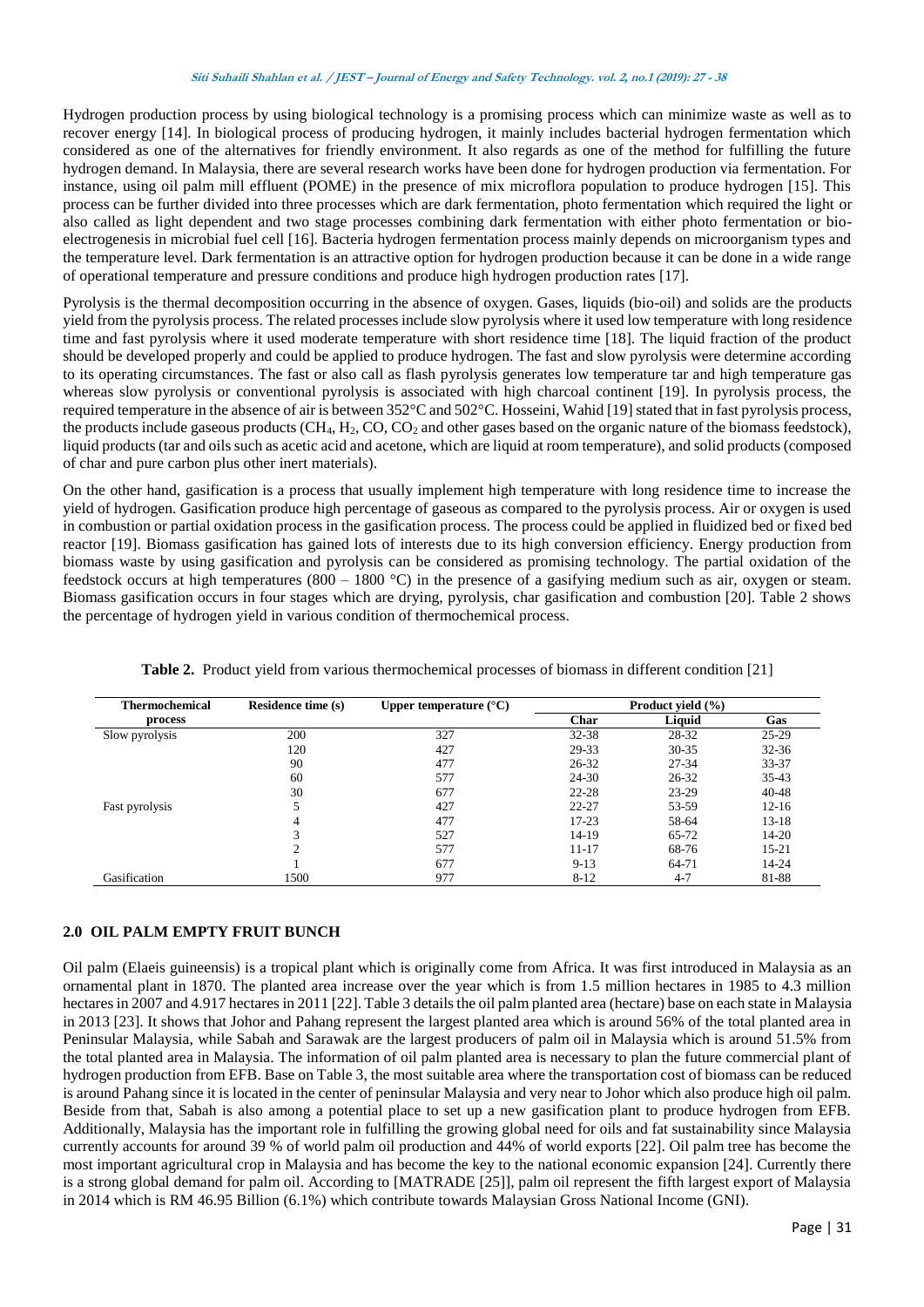Hydrogen production process by using biological technology is a promising process which can minimize waste as well as to recover energy [14]. In biological process of producing hydrogen, it mainly includes bacterial hydrogen fermentation which considered as one of the alternatives for friendly environment. It also regards as one of the method for fulfilling the future hydrogen demand. In Malaysia, there are several research works have been done for hydrogen production via fermentation. For instance, using oil palm mill effluent (POME) in the presence of mix microflora population to produce hydrogen [15]. This process can be further divided into three processes which are dark fermentation, photo fermentation which required the light or also called as light dependent and two stage processes combining dark fermentation with either photo fermentation or bio-electrogenesis in microbial fuel cell [16]. Bacteria hydrogen fermentation process mainly depends on microorganism types and the temperature level. Dark fermentation is an attractive option for hydrogen production because it can be done in a wide range of operational temperature and pressure conditions and produce high hydrogen production rates [17].

Pyrolysis is the thermal decomposition occurring in the absence of oxygen. Gases, liquids (bio-oil) and solids are the products yield from the pyrolysis process. The related processes include slow pyrolysis where it used low temperature with long residence time and fast pyrolysis where it used moderate temperature with short residence time [18]. The liquid fraction of the product should be developed properly and could be applied to produce hydrogen. The fast and slow pyrolysis were determine according to its operating circumstances. The fast or also call as flash pyrolysis generates low temperature tar and high temperature gas whereas slow pyrolysis or conventional pyrolysis is associated with high charcoal continent [19]. In pyrolysis process, the required temperature in the absence of air is between 352°C and 502°C. Hosseini, Wahid [19] stated that in fast pyrolysis process, the products include gaseous products ($CH_4$, $H_2$, CO, $CO_2$ and other gases based on the organic nature of the biomass feedstock), liquid products (tar and oils such as acetic acid and acetone, which are liquid at room temperature), and solid products (composed of char and pure carbon plus other inert materials).

On the other hand, gasification is a process that usually implement high temperature with long residence time to increase the yield of hydrogen. Gasification produce high percentage of gaseous as compared to the pyrolysis process. Air or oxygen is used in combustion or partial oxidation process in the gasification process. The process could be applied in fluidized bed or fixed bed reactor [19]. Biomass gasification has gained lots of interests due to its high conversion efficiency. Energy production from biomass waste by using gasification and pyrolysis can be considered as promising technology. The partial oxidation of the feedstock occurs at high temperatures (800 – 1800 °C) in the presence of a gasifying medium such as air, oxygen or steam. Biomass gasification occurs in four stages which are drying, pyrolysis, char gasification and combustion [20]. Table 2 shows the percentage of hydrogen yield in various condition of thermochemical process.

**Table 2.** Product yield from various thermochemical processes of biomass in different condition [21]

| Thermochemical process | Residence time (s) | Upper temperature (°C) | Product yield (%) | | |
|---|---|---|---|---|---|
| | | | Char | Liquid | Gas |
| Slow pyrolysis | 200 | 327 | 32-38 | 28-32 | 25-29 |
| | 120 | 427 | 29-33 | 30-35 | 32-36 |
| | 90 | 477 | 26-32 | 27-34 | 33-37 |
| | 60 | 577 | 24-30 | 26-32 | 35-43 |
| | 30 | 677 | 22-28 | 23-29 | 40-48 |
| Fast pyrolysis | 5 | 427 | 22-27 | 53-59 | 12-16 |
| | 4 | 477 | 17-23 | 58-64 | 13-18 |
| | 3 | 527 | 14-19 | 65-72 | 14-20 |
| | 2 | 577 | 11-17 | 68-76 | 15-21 |
| | 1 | 677 | 9-13 | 64-71 | 14-24 |
| Gasification | 1500 | 977 | 8-12 | 4-7 | 81-88 |

## 2.0 OIL PALM EMPTY FRUIT BUNCH

Oil palm (Elaeis guineensis) is a tropical plant which is originally come from Africa. It was first introduced in Malaysia as an ornamental plant in 1870. The planted area increase over the year which is from 1.5 million hectares in 1985 to 4.3 million hectares in 2007 and 4.917 hectares in 2011 [22]. Table 3 details the oil palm planted area (hectare) base on each state in Malaysia in 2013 [23]. It shows that Johor and Pahang represent the largest planted area which is around 56% of the total planted area in Peninsular Malaysia, while Sabah and Sarawak are the largest producers of palm oil in Malaysia which is around 51.5% from the total planted area in Malaysia. The information of oil palm planted area is necessary to plan the future commercial plant of hydrogen production from EFB. Base on Table 3, the most suitable area where the transportation cost of biomass can be reduced is around Pahang since it is located in the center of peninsular Malaysia and very near to Johor which also produce high oil palm. Beside from that, Sabah is also among a potential place to set up a new gasification plant to produce hydrogen from EFB. Additionally, Malaysia has the important role in fulfilling the growing global need for oils and fat sustainability since Malaysia currently accounts for around 39 % of world palm oil production and 44% of world exports [22]. Oil palm tree has become the most important agricultural crop in Malaysia and has become the key to the national economic expansion [24]. Currently there is a strong global demand for palm oil. According to [MATRADE [25]], palm oil represent the fifth largest export of Malaysia in 2014 which is RM 46.95 Billion (6.1%) which contribute towards Malaysian Gross National Income (GNI).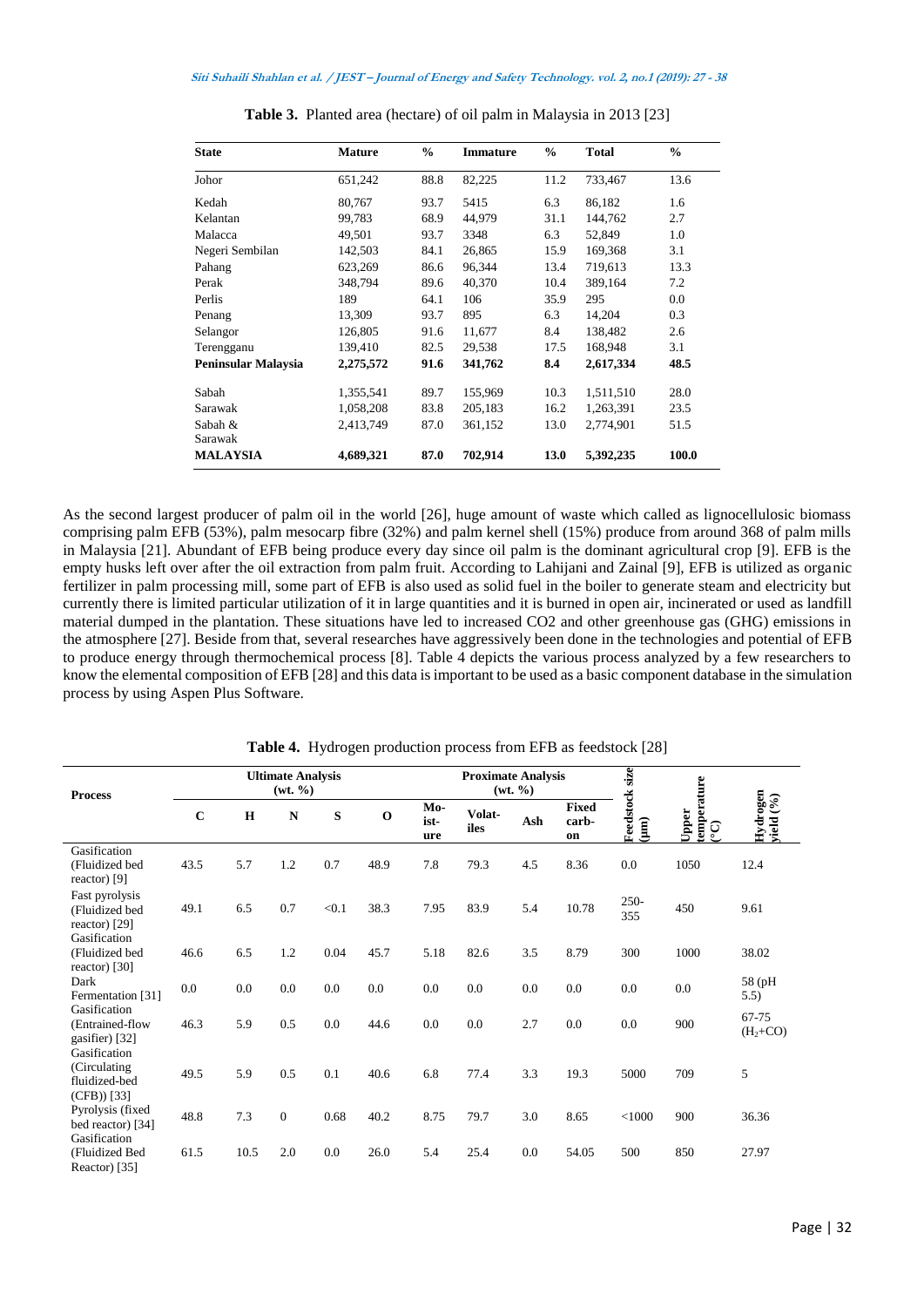**Table 3.** Planted area (hectare) of oil palm in Malaysia in 2013 [23]

| State | Mature | % | Immature | % | Total | % |
|---|---|---|---|---|---|---|
| Johor | 651,242 | 88.8 | 82,225 | 11.2 | 733,467 | 13.6 |
| Kedah | 80,767 | 93.7 | 5415 | 6.3 | 86,182 | 1.6 |
| Kelantan | 99,783 | 68.9 | 44,979 | 31.1 | 144,762 | 2.7 |
| Malacca | 49,501 | 93.7 | 3348 | 6.3 | 52,849 | 1.0 |
| Negeri Sembilan | 142,503 | 84.1 | 26,865 | 15.9 | 169,368 | 3.1 |
| Pahang | 623,269 | 86.6 | 96,344 | 13.4 | 719,613 | 13.3 |
| Perak | 348,794 | 89.6 | 40,370 | 10.4 | 389,164 | 7.2 |
| Perlis | 189 | 64.1 | 106 | 35.9 | 295 | 0.0 |
| Penang | 13,309 | 93.7 | 895 | 6.3 | 14,204 | 0.3 |
| Selangor | 126,805 | 91.6 | 11,677 | 8.4 | 138,482 | 2.6 |
| Terengganu | 139,410 | 82.5 | 29,538 | 17.5 | 168,948 | 3.1 |
| **Peninsular Malaysia** | **2,275,572** | **91.6** | **341,762** | **8.4** | **2,617,334** | **48.5** |
| Sabah | 1,355,541 | 89.7 | 155,969 | 10.3 | 1,511,510 | 28.0 |
| Sarawak | 1,058,208 | 83.8 | 205,183 | 16.2 | 1,263,391 | 23.5 |
| Sabah & Sarawak | 2,413,749 | 87.0 | 361,152 | 13.0 | 2,774,901 | 51.5 |
| **MALAYSIA** | **4,689,321** | **87.0** | **702,914** | **13.0** | **5,392,235** | **100.0** |

As the second largest producer of palm oil in the world [26], huge amount of waste which called as lignocellulosic biomass comprising palm EFB (53%), palm mesocarp fibre (32%) and palm kernel shell (15%) produce from around 368 of palm mills in Malaysia [21]. Abundant of EFB being produce every day since oil palm is the dominant agricultural crop [9]. EFB is the empty husks left over after the oil extraction from palm fruit. According to Lahijani and Zainal [9], EFB is utilized as organic fertilizer in palm processing mill, some part of EFB is also used as solid fuel in the boiler to generate steam and electricity but currently there is limited particular utilization of it in large quantities and it is burned in open air, incinerated or used as landfill material dumped in the plantation. These situations have led to increased CO2 and other greenhouse gas (GHG) emissions in the atmosphere [27]. Beside from that, several researches have aggressively been done in the technologies and potential of EFB to produce energy through thermochemical process [8]. Table 4 depicts the various process analyzed by a few researchers to know the elemental composition of EFB [28] and this data is important to be used as a basic component database in the simulation process by using Aspen Plus Software.

**Table 4.** Hydrogen production process from EFB as feedstock [28]

| Process | Ultimate Analysis (wt. %) | | | | | Proximate Analysis (wt. %) | | | | Feedstock size (µm) | Upper temperature (°C) | Hydrogen yield (%) |
|---|---|---|---|---|---|---|---|---|---|---|---|---|
| | C | H | N | S | O | Moist-ure | Volat-iles | Ash | Fixed carb-on | | | |
| Gasification (Fluidized bed reactor) [9] | 43.5 | 5.7 | 1.2 | 0.7 | 48.9 | 7.8 | 79.3 | 4.5 | 8.36 | 0.0 | 1050 | 12.4 |
| Fast pyrolysis (Fluidized bed reactor) [29] | 49.1 | 6.5 | 0.7 | <0.1 | 38.3 | 7.95 | 83.9 | 5.4 | 10.78 | 250-355 | 450 | 9.61 |
| Gasification (Fluidized bed reactor) [30] | 46.6 | 6.5 | 1.2 | 0.04 | 45.7 | 5.18 | 82.6 | 3.5 | 8.79 | 300 | 1000 | 38.02 |
| Dark Fermentation [31] | 0.0 | 0.0 | 0.0 | 0.0 | 0.0 | 0.0 | 0.0 | 0.0 | 0.0 | 0.0 | 0.0 | 58 (pH 5.5) |
| Gasification (Entrained-flow gasifier) [32] | 46.3 | 5.9 | 0.5 | 0.0 | 44.6 | 0.0 | 0.0 | 2.7 | 0.0 | 0.0 | 900 | 67-75 ($H_2$+CO) |
| Gasification (Circulating fluidized-bed (CFB)) [33] | 49.5 | 5.9 | 0.5 | 0.1 | 40.6 | 6.8 | 77.4 | 3.3 | 19.3 | 5000 | 709 | 5 |
| Pyrolysis (fixed bed reactor) [34] | 48.8 | 7.3 | 0 | 0.68 | 40.2 | 8.75 | 79.7 | 3.0 | 8.65 | <1000 | 900 | 36.36 |
| Gasification (Fluidized Bed Reactor) [35] | 61.5 | 10.5 | 2.0 | 0.0 | 26.0 | 5.4 | 25.4 | 0.0 | 54.05 | 500 | 850 | 27.97 |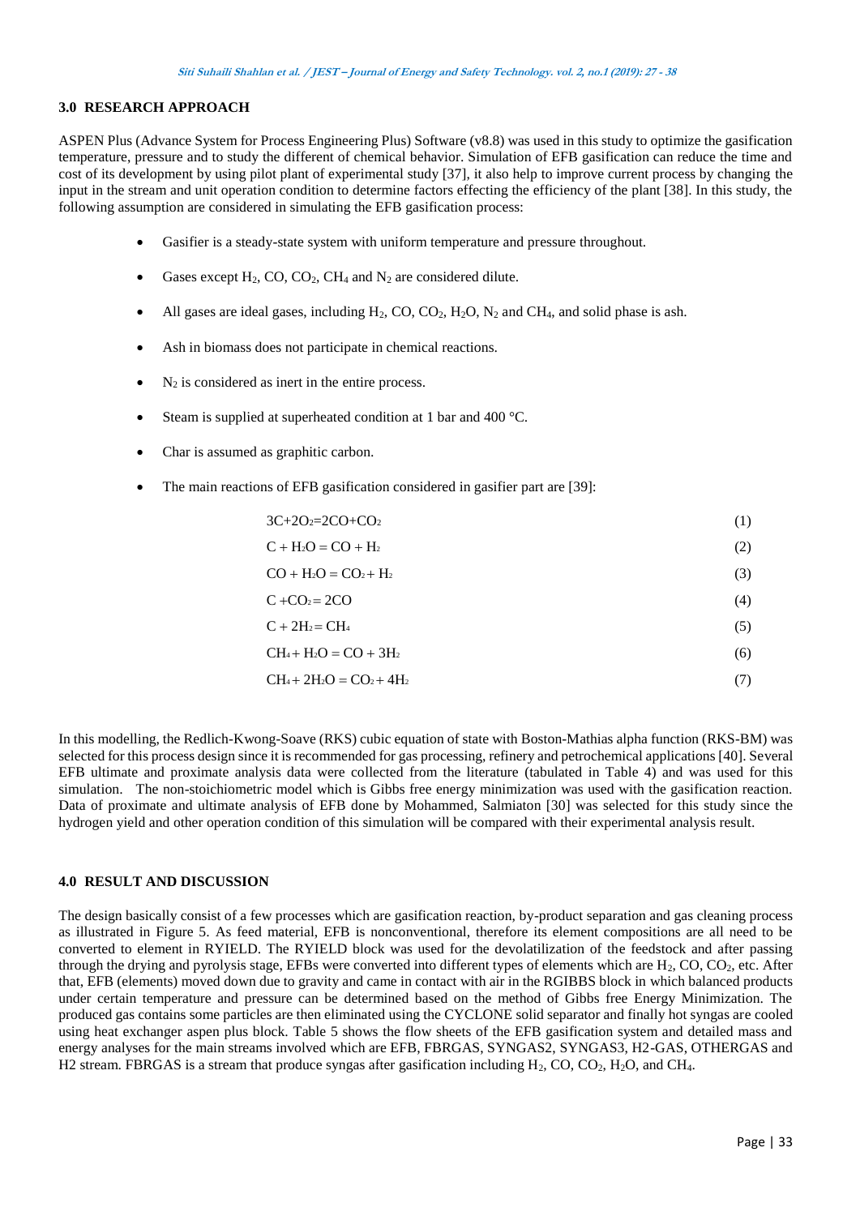## 3.0 RESEARCH APPROACH

ASPEN Plus (Advance System for Process Engineering Plus) Software (v8.8) was used in this study to optimize the gasification temperature, pressure and to study the different of chemical behavior. Simulation of EFB gasification can reduce the time and cost of its development by using pilot plant of experimental study [37], it also help to improve current process by changing the input in the stream and unit operation condition to determine factors effecting the efficiency of the plant [38]. In this study, the following assumption are considered in simulating the EFB gasification process:

- Gasifier is a steady-state system with uniform temperature and pressure throughout.
- Gases except $H_2$, CO, $CO_2$, $CH_4$ and $N_2$ are considered dilute.
- All gases are ideal gases, including $H_2$, CO, $CO_2$, $H_2O$, $N_2$ and $CH_4$, and solid phase is ash.
- Ash in biomass does not participate in chemical reactions.
- $N_2$ is considered as inert in the entire process.
- Steam is supplied at superheated condition at 1 bar and 400 °C.
- Char is assumed as graphitic carbon.
- The main reactions of EFB gasification considered in gasifier part are [39]:

$$3C+2O_2=2CO+CO_2 \quad (1)$$

$$C + H_2O = CO + H_2 \quad (2)$$

$$CO + H_2O = CO_2 + H_2 \quad (3)$$

$$C + CO_2 = 2CO \quad (4)$$

$$C + 2H_2 = CH_4 \quad (5)$$

$$CH_4 + H_2O = CO + 3H_2 \quad (6)$$

$$CH_4 + 2H_2O = CO_2 + 4H_2 \quad (7)$$

In this modelling, the Redlich-Kwong-Soave (RKS) cubic equation of state with Boston-Mathias alpha function (RKS-BM) was selected for this process design since it is recommended for gas processing, refinery and petrochemical applications [40]. Several EFB ultimate and proximate analysis data were collected from the literature (tabulated in Table 4) and was used for this simulation. The non-stoichiometric model which is Gibbs free energy minimization was used with the gasification reaction. Data of proximate and ultimate analysis of EFB done by Mohammed, Salmiaton [30] was selected for this study since the hydrogen yield and other operation condition of this simulation will be compared with their experimental analysis result.

## 4.0 RESULT AND DISCUSSION

The design basically consist of a few processes which are gasification reaction, by-product separation and gas cleaning process as illustrated in Figure 5. As feed material, EFB is nonconventional, therefore its element compositions are all need to be converted to element in RYIELD. The RYIELD block was used for the devolatilization of the feedstock and after passing through the drying and pyrolysis stage, EFBs were converted into different types of elements which are $H_2$, CO, $CO_2$, etc. After that, EFB (elements) moved down due to gravity and came in contact with air in the RGIBBS block in which balanced products under certain temperature and pressure can be determined based on the method of Gibbs free Energy Minimization. The produced gas contains some particles are then eliminated using the CYCLONE solid separator and finally hot syngas are cooled using heat exchanger aspen plus block. Table 5 shows the flow sheets of the EFB gasification system and detailed mass and energy analyses for the main streams involved which are EFB, FBRGAS, SYNGAS2, SYNGAS3, H2-GAS, OTHERGAS and H2 stream. FBRGAS is a stream that produce syngas after gasification including $H_2$, CO, $CO_2$, $H_2O$, and $CH_4$.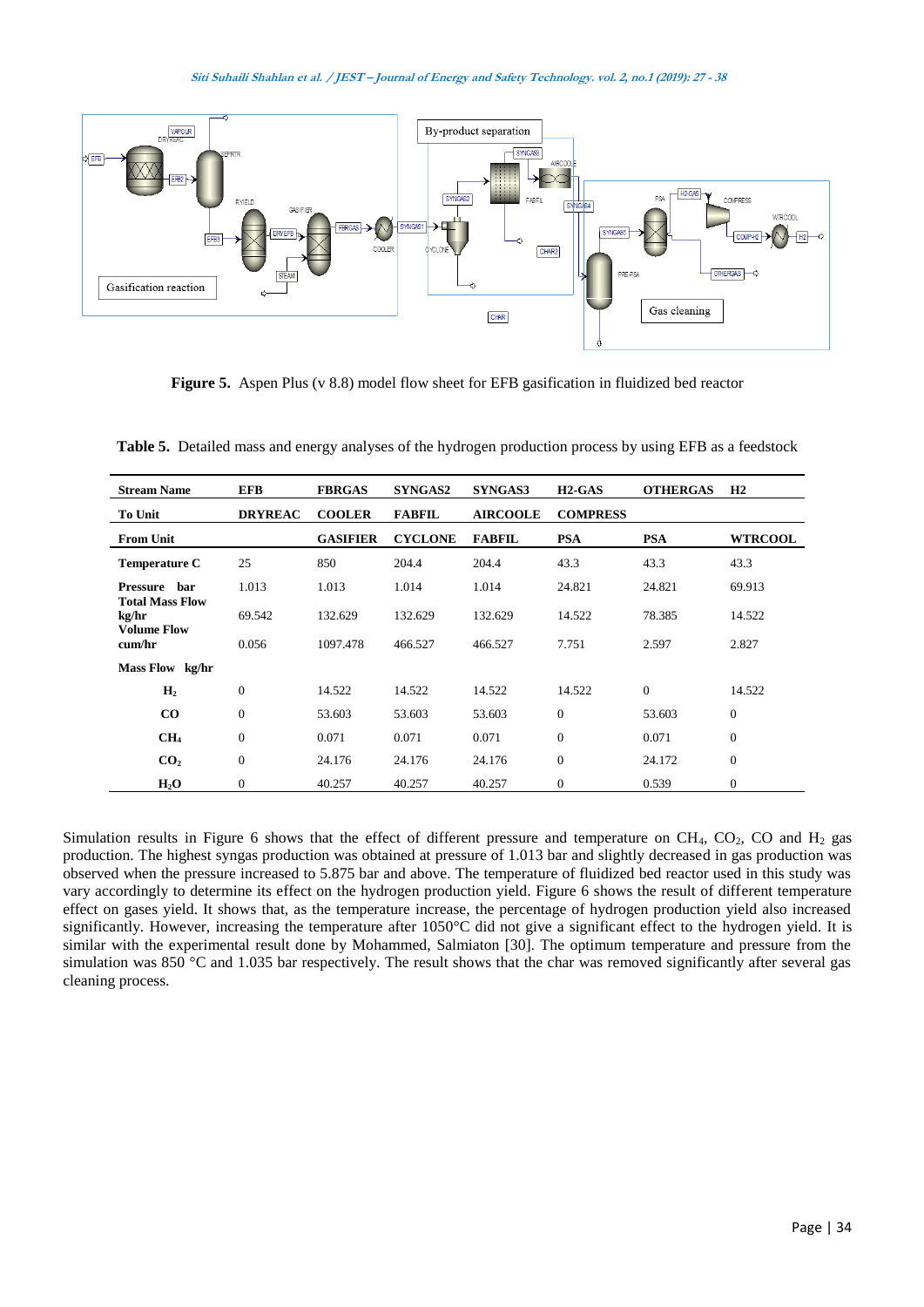**Figure 5.** Aspen Plus (v 8.8) model flow sheet for EFB gasification in fluidized bed reactor

**Table 5.** Detailed mass and energy analyses of the hydrogen production process by using EFB as a feedstock

| Stream Name | EFB | FBRGAS | SYNGAS2 | SYNGAS3 | H2-GAS | OTHERGAS | H2 |
|---|---|---|---|---|---|---|---|
| To Unit | DRYREAC | COOLER | FABFIL | AIRCOOLE | COMPRESS | | |
| From Unit | | GASIFIER | CYCLONE | FABFIL | PSA | PSA | WTRCOOL |
| Temperature C | 25 | 850 | 204.4 | 204.4 | 43.3 | 43.3 | 43.3 |
| Pressure bar | 1.013 | 1.013 | 1.014 | 1.014 | 24.821 | 24.821 | 69.913 |
| Total Mass Flow kg/hr | 69.542 | 132.629 | 132.629 | 132.629 | 14.522 | 78.385 | 14.522 |
| Volume Flow cum/hr | 0.056 | 1097.478 | 466.527 | 466.527 | 7.751 | 2.597 | 2.827 |
| Mass Flow kg/hr | | | | | | | |
| $H_2$ | 0 | 14.522 | 14.522 | 14.522 | 14.522 | 0 | 14.522 |
| CO | 0 | 53.603 | 53.603 | 53.603 | 0 | 53.603 | 0 |
| $CH_4$ | 0 | 0.071 | 0.071 | 0.071 | 0 | 0.071 | 0 |
| $CO_2$ | 0 | 24.176 | 24.176 | 24.176 | 0 | 24.172 | 0 |
| $H_2O$ | 0 | 40.257 | 40.257 | 40.257 | 0 | 0.539 | 0 |

Simulation results in Figure 6 shows that the effect of different pressure and temperature on $CH_4$, $CO_2$, CO and $H_2$ gas production. The highest syngas production was obtained at pressure of 1.013 bar and slightly decreased in gas production was observed when the pressure increased to 5.875 bar and above. The temperature of fluidized bed reactor used in this study was vary accordingly to determine its effect on the hydrogen production yield. Figure 6 shows the result of different temperature effect on gases yield. It shows that, as the temperature increase, the percentage of hydrogen production yield also increased significantly. However, increasing the temperature after 1050°C did not give a significant effect to the hydrogen yield. It is similar with the experimental result done by Mohammed, Salmiaton [30]. The optimum temperature and pressure from the simulation was 850 °C and 1.035 bar respectively. The result shows that the char was removed significantly after several gas cleaning process.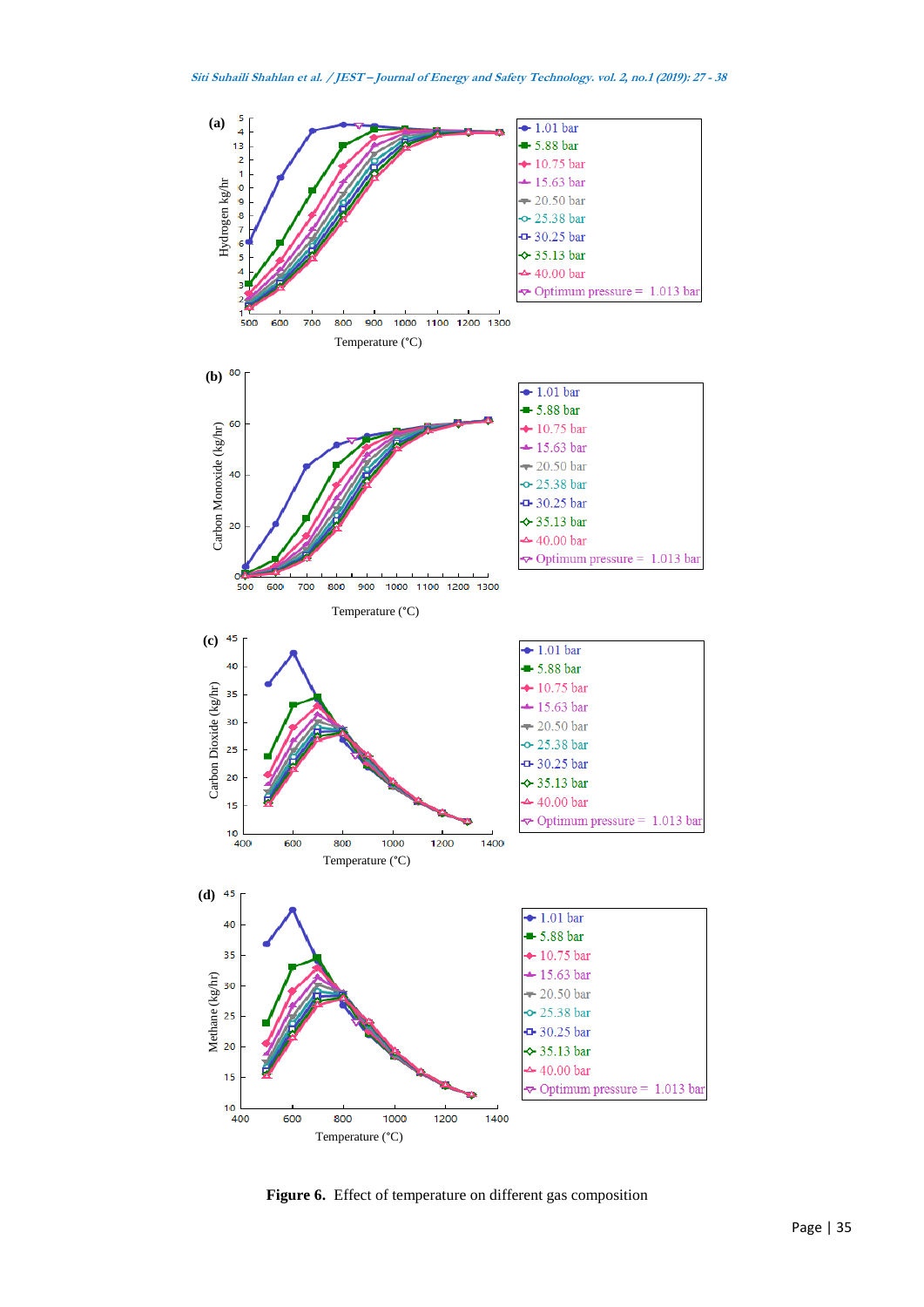**Figure 6.** Effect of temperature on different gas composition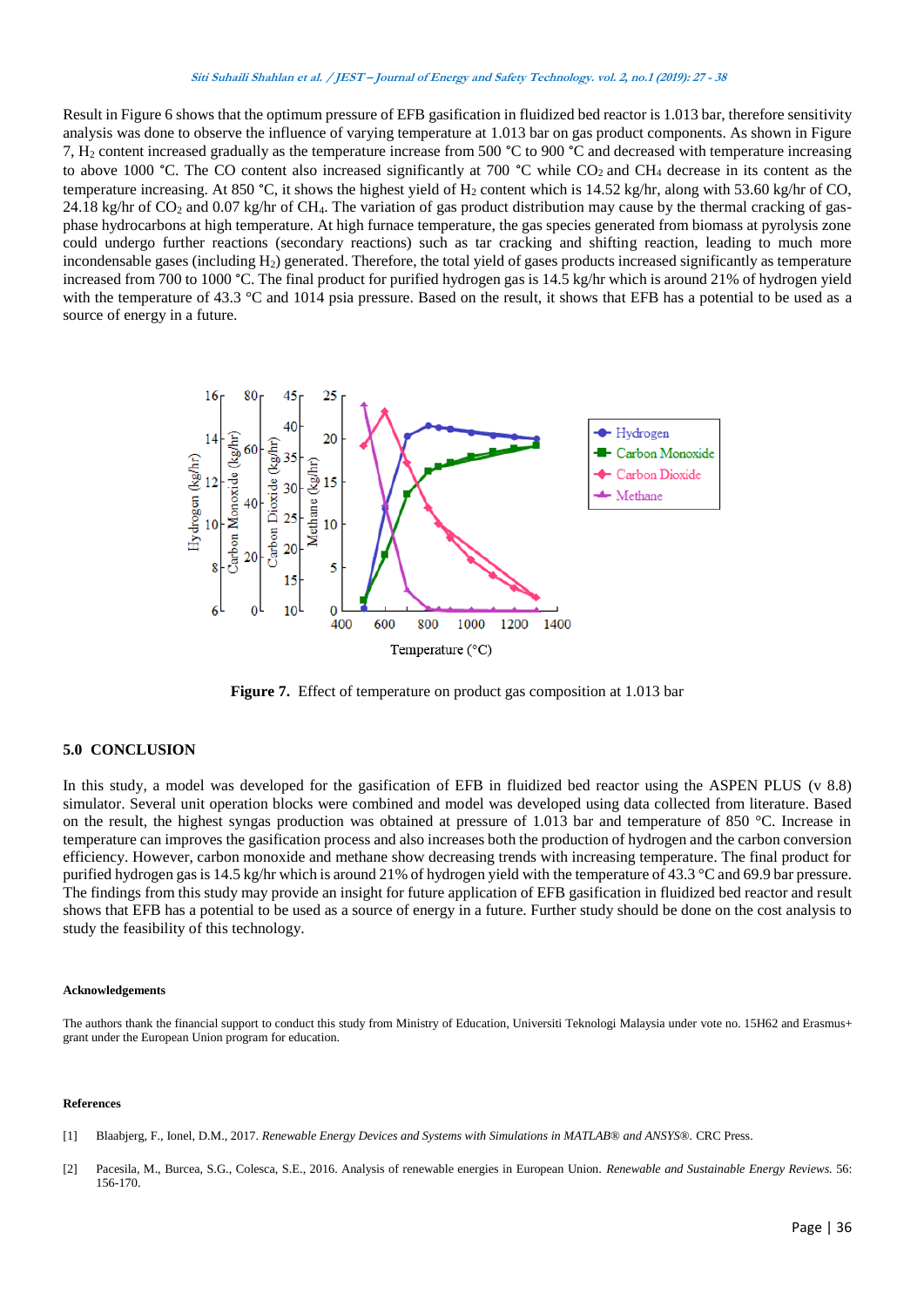Result in Figure 6 shows that the optimum pressure of EFB gasification in fluidized bed reactor is 1.013 bar, therefore sensitivity analysis was done to observe the influence of varying temperature at 1.013 bar on gas product components. As shown in Figure 7, $H_2$ content increased gradually as the temperature increase from 500 °C to 900 °C and decreased with temperature increasing to above 1000 °C. The CO content also increased significantly at 700 °C while $CO_2$ and $CH_4$ decrease in its content as the temperature increasing. At 850 °C, it shows the highest yield of $H_2$ content which is 14.52 kg/hr, along with 53.60 kg/hr of CO, 24.18 kg/hr of $CO_2$ and 0.07 kg/hr of $CH_4$. The variation of gas product distribution may cause by the thermal cracking of gas-phase hydrocarbons at high temperature. At high furnace temperature, the gas species generated from biomass at pyrolysis zone could undergo further reactions (secondary reactions) such as tar cracking and shifting reaction, leading to much more incondensable gases (including $H_2$) generated. Therefore, the total yield of gases products increased significantly as temperature increased from 700 to 1000 °C. The final product for purified hydrogen gas is 14.5 kg/hr which is around 21% of hydrogen yield with the temperature of 43.3 °C and 1014 psia pressure. Based on the result, it shows that EFB has a potential to be used as a source of energy in a future.

**Figure 7.** Effect of temperature on product gas composition at 1.013 bar

## 5.0 CONCLUSION

In this study, a model was developed for the gasification of EFB in fluidized bed reactor using the ASPEN PLUS (v 8.8) simulator. Several unit operation blocks were combined and model was developed using data collected from literature. Based on the result, the highest syngas production was obtained at pressure of 1.013 bar and temperature of 850 °C. Increase in temperature can improves the gasification process and also increases both the production of hydrogen and the carbon conversion efficiency. However, carbon monoxide and methane show decreasing trends with increasing temperature. The final product for purified hydrogen gas is 14.5 kg/hr which is around 21% of hydrogen yield with the temperature of 43.3 °C and 69.9 bar pressure. The findings from this study may provide an insight for future application of EFB gasification in fluidized bed reactor and result shows that EFB has a potential to be used as a source of energy in a future. Further study should be done on the cost analysis to study the feasibility of this technology.

#### Acknowledgements

The authors thank the financial support to conduct this study from Ministry of Education, Universiti Teknologi Malaysia under vote no. 15H62 and Erasmus+ grant under the European Union program for education.

#### References

[1] Blaabjerg, F., Ionel, D.M., 2017. *Renewable Energy Devices and Systems with Simulations in MATLAB® and ANSYS®*. CRC Press.

[2] Pacesila, M., Burcea, S.G., Colesca, S.E., 2016. Analysis of renewable energies in European Union. *Renewable and Sustainable Energy Reviews*. 56: 156-170.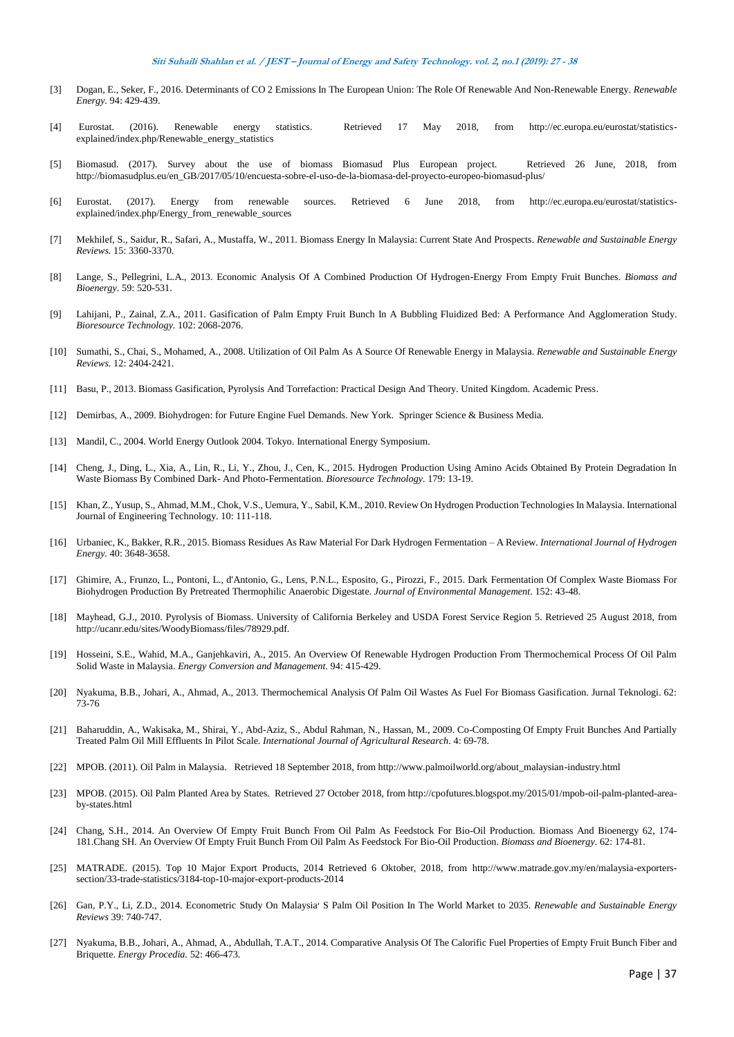[3] Dogan, E., Seker, F., 2016. Determinants of CO 2 Emissions In The European Union: The Role Of Renewable And Non-Renewable Energy. *Renewable Energy.* 94: 429-439.

[4] Eurostat. (2016). Renewable energy statistics. Retrieved 17 May 2018, from http://ec.europa.eu/eurostat/statistics-explained/index.php/Renewable_energy_statistics

[5] Biomasud. (2017). Survey about the use of biomass Biomasud Plus European project. Retrieved 26 June, 2018, from http://biomasudplus.eu/en_GB/2017/05/10/encuesta-sobre-el-uso-de-la-biomasa-del-proyecto-europeo-biomasud-plus/

[6] Eurostat. (2017). Energy from renewable sources. Retrieved 6 June 2018, from http://ec.europa.eu/eurostat/statistics-explained/index.php/Energy_from_renewable_sources

[7] Mekhilef, S., Saidur, R., Safari, A., Mustaffa, W., 2011. Biomass Energy In Malaysia: Current State And Prospects. *Renewable and Sustainable Energy Reviews.* 15: 3360-3370.

[8] Lange, S., Pellegrini, L.A., 2013. Economic Analysis Of A Combined Production Of Hydrogen-Energy From Empty Fruit Bunches. *Biomass and Bioenergy.* 59: 520-531.

[9] Lahijani, P., Zainal, Z.A., 2011. Gasification of Palm Empty Fruit Bunch In A Bubbling Fluidized Bed: A Performance And Agglomeration Study. *Bioresource Technology.* 102: 2068-2076.

[10] Sumathi, S., Chai, S., Mohamed, A., 2008. Utilization of Oil Palm As A Source Of Renewable Energy in Malaysia. *Renewable and Sustainable Energy Reviews.* 12: 2404-2421.

[11] Basu, P., 2013. Biomass Gasification, Pyrolysis And Torrefaction: Practical Design And Theory. United Kingdom. Academic Press.

[12] Demirbas, A., 2009. Biohydrogen: for Future Engine Fuel Demands. New York. Springer Science & Business Media.

[13] Mandil, C., 2004. World Energy Outlook 2004. Tokyo. International Energy Symposium.

[14] Cheng, J., Ding, L., Xia, A., Lin, R., Li, Y., Zhou, J., Cen, K., 2015. Hydrogen Production Using Amino Acids Obtained By Protein Degradation In Waste Biomass By Combined Dark- And Photo-Fermentation. *Bioresource Technology.* 179: 13-19.

[15] Khan, Z., Yusup, S., Ahmad, M.M., Chok, V.S., Uemura, Y., Sabil, K.M., 2010. Review On Hydrogen Production Technologies In Malaysia. International Journal of Engineering Technology. 10: 111-118.

[16] Urbaniec, K., Bakker, R.R., 2015. Biomass Residues As Raw Material For Dark Hydrogen Fermentation – A Review. *International Journal of Hydrogen Energy.* 40: 3648-3658.

[17] Ghimire, A., Frunzo, L., Pontoni, L., d'Antonio, G., Lens, P.N.L., Esposito, G., Pirozzi, F., 2015. Dark Fermentation Of Complex Waste Biomass For Biohydrogen Production By Pretreated Thermophilic Anaerobic Digestate. *Journal of Environmental Management.* 152: 43-48.

[18] Mayhead, G.J., 2010. Pyrolysis of Biomass. University of California Berkeley and USDA Forest Service Region 5. Retrieved 25 August 2018, from http://ucanr.edu/sites/WoodyBiomass/files/78929.pdf.

[19] Hosseini, S.E., Wahid, M.A., Ganjehkaviri, A., 2015. An Overview Of Renewable Hydrogen Production From Thermochemical Process Of Oil Palm Solid Waste in Malaysia. *Energy Conversion and Management.* 94: 415-429.

[20] Nyakuma, B.B., Johari, A., Ahmad, A., 2013. Thermochemical Analysis Of Palm Oil Wastes As Fuel For Biomass Gasification. Jurnal Teknologi. 62: 73-76

[21] Baharuddin, A., Wakisaka, M., Shirai, Y., Abd-Aziz, S., Abdul Rahman, N., Hassan, M., 2009. Co-Composting Of Empty Fruit Bunches And Partially Treated Palm Oil Mill Effluents In Pilot Scale. *International Journal of Agricultural Research.* 4: 69-78.

[22] MPOB. (2011). Oil Palm in Malaysia. Retrieved 18 September 2018, from http://www.palmoilworld.org/about_malaysian-industry.html

[23] MPOB. (2015). Oil Palm Planted Area by States. Retrieved 27 October 2018, from http://cpofutures.blogspot.my/2015/01/mpob-oil-palm-planted-area-by-states.html

[24] Chang, S.H., 2014. An Overview Of Empty Fruit Bunch From Oil Palm As Feedstock For Bio-Oil Production. Biomass And Bioenergy 62, 174-181.Chang SH. An Overview Of Empty Fruit Bunch From Oil Palm As Feedstock For Bio-Oil Production. *Biomass and Bioenergy*. 62: 174-81.

[25] MATRADE. (2015). Top 10 Major Export Products, 2014 Retrieved 6 Oktober, 2018, from http://www.matrade.gov.my/en/malaysia-exporters-section/33-trade-statistics/3184-top-10-major-export-products-2014

[26] Gan, P.Y., Li, Z.D., 2014. Econometric Study On Malaysia' S Palm Oil Position In The World Market to 2035. *Renewable and Sustainable Energy Reviews* 39: 740-747.

[27] Nyakuma, B.B., Johari, A., Ahmad, A., Abdullah, T.A.T., 2014. Comparative Analysis Of The Calorific Fuel Properties of Empty Fruit Bunch Fiber and Briquette. *Energy Procedia.* 52: 466-473.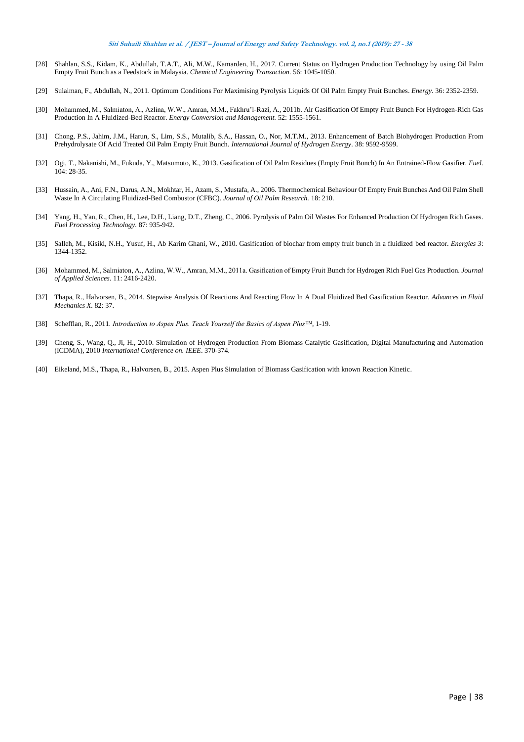[28] Shahlan, S.S., Kidam, K., Abdullah, T.A.T., Ali, M.W., Kamarden, H., 2017. Current Status on Hydrogen Production Technology by using Oil Palm Empty Fruit Bunch as a Feedstock in Malaysia. *Chemical Engineering Transaction*. 56: 1045-1050.

[29] Sulaiman, F., Abdullah, N., 2011. Optimum Conditions For Maximising Pyrolysis Liquids Of Oil Palm Empty Fruit Bunches. *Energy.* 36: 2352-2359.

[30] Mohammed, M., Salmiaton, A., Azlina, W.W., Amran, M.M., Fakhru'l-Razi, A., 2011b. Air Gasification Of Empty Fruit Bunch For Hydrogen-Rich Gas Production In A Fluidized-Bed Reactor. *Energy Conversion and Management.* 52: 1555-1561.

[31] Chong, P.S., Jahim, J.M., Harun, S., Lim, S.S., Mutalib, S.A., Hassan, O., Nor, M.T.M., 2013. Enhancement of Batch Biohydrogen Production From Prehydrolysate Of Acid Treated Oil Palm Empty Fruit Bunch. *International Journal of Hydrogen Energy*. 38: 9592-9599.

[32] Ogi, T., Nakanishi, M., Fukuda, Y., Matsumoto, K., 2013. Gasification of Oil Palm Residues (Empty Fruit Bunch) In An Entrained-Flow Gasifier. *Fuel.* 104: 28-35.

[33] Hussain, A., Ani, F.N., Darus, A.N., Mokhtar, H., Azam, S., Mustafa, A., 2006. Thermochemical Behaviour Of Empty Fruit Bunches And Oil Palm Shell Waste In A Circulating Fluidized-Bed Combustor (CFBC). *Journal of Oil Palm Research.* 18: 210.

[34] Yang, H., Yan, R., Chen, H., Lee, D.H., Liang, D.T., Zheng, C., 2006. Pyrolysis of Palm Oil Wastes For Enhanced Production Of Hydrogen Rich Gases. *Fuel Processing Technology*. 87: 935-942.

[35] Salleh, M., Kisiki, N.H., Yusuf, H., Ab Karim Ghani, W., 2010. Gasification of biochar from empty fruit bunch in a fluidized bed reactor. *Energies 3*: 1344-1352.

[36] Mohammed, M., Salmiaton, A., Azlina, W.W., Amran, M.M., 2011a. Gasification of Empty Fruit Bunch for Hydrogen Rich Fuel Gas Production. *Journal of Applied Sciences.* 11: 2416-2420.

[37] Thapa, R., Halvorsen, B., 2014. Stepwise Analysis Of Reactions And Reacting Flow In A Dual Fluidized Bed Gasification Reactor. *Advances in Fluid Mechanics X*. 82: 37.

[38] Schefflan, R., 2011. *Introduction to Aspen Plus. Teach Yourself the Basics of Aspen Plus*™, 1-19.

[39] Cheng, S., Wang, Q., Ji, H., 2010. Simulation of Hydrogen Production From Biomass Catalytic Gasification, Digital Manufacturing and Automation (ICDMA), 2010 *International Conference on. IEEE*. 370-374.

[40] Eikeland, M.S., Thapa, R., Halvorsen, B., 2015. Aspen Plus Simulation of Biomass Gasification with known Reaction Kinetic.